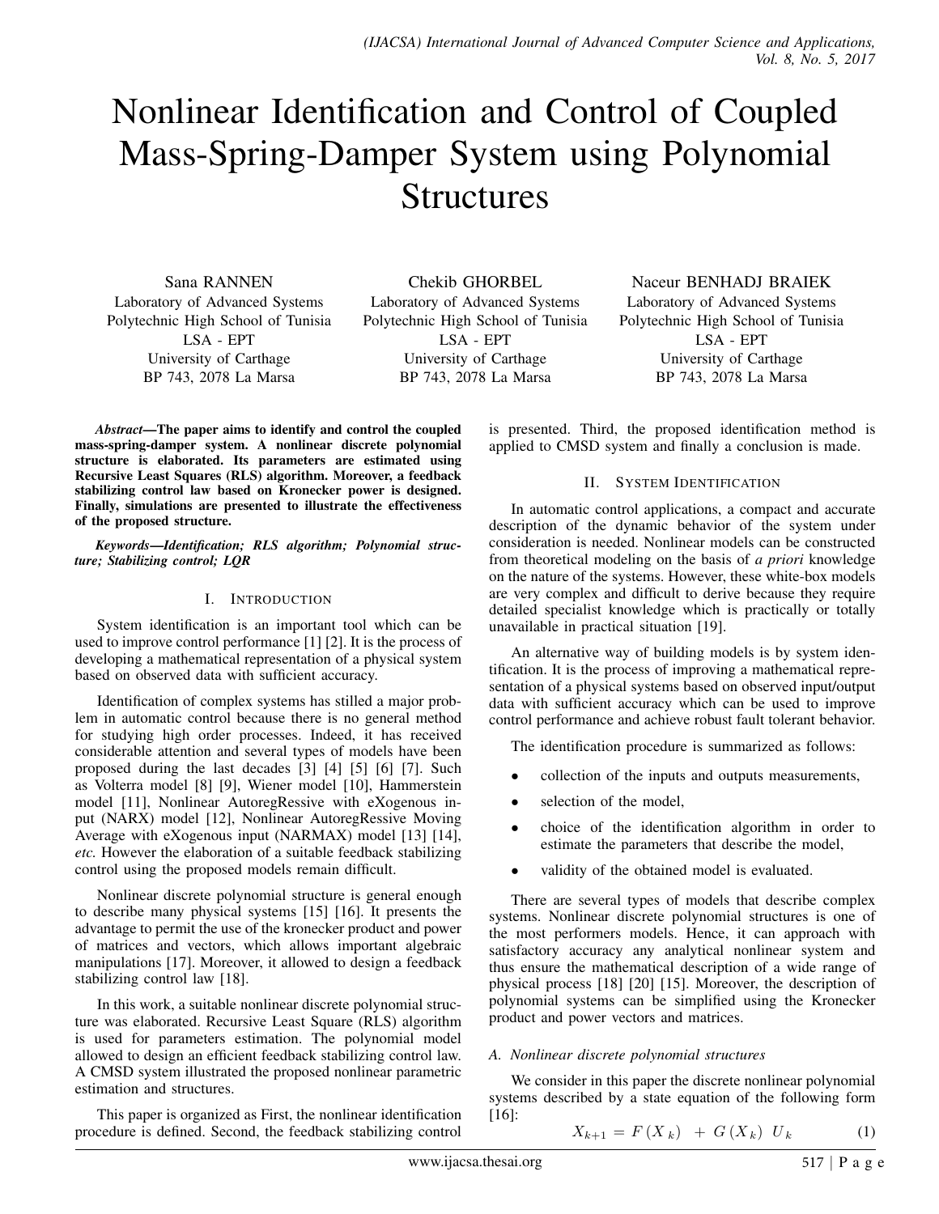# Nonlinear Identification and Control of Coupled Mass-Spring-Damper System using Polynomial Structures

Sana RANNEN
Laboratory of Advanced Systems
Polytechnic High School of Tunisia
LSA - EPT
University of Carthage
BP 743, 2078 La Marsa

Chekib GHORBEL
Laboratory of Advanced Systems
Polytechnic High School of Tunisia
LSA - EPT
University of Carthage
BP 743, 2078 La Marsa

Naceur BENHADJ BRAIEK
Laboratory of Advanced Systems
Polytechnic High School of Tunisia
LSA - EPT
University of Carthage
BP 743, 2078 La Marsa

***Abstract*—The paper aims to identify and control the coupled mass-spring-damper system. A nonlinear discrete polynomial structure is elaborated. Its parameters are estimated using Recursive Least Squares (RLS) algorithm. Moreover, a feedback stabilizing control law based on Kronecker power is designed. Finally, simulations are presented to illustrate the effectiveness of the proposed structure.**

***Keywords*—Identification; RLS algorithm; Polynomial structure; Stabilizing control; LQR**

## I. Introduction

System identification is an important tool which can be used to improve control performance [1] [2]. It is the process of developing a mathematical representation of a physical system based on observed data with sufficient accuracy.

Identification of complex systems has stilled a major problem in automatic control because there is no general method for studying high order processes. Indeed, it has received considerable attention and several types of models have been proposed during the last decades [3] [4] [5] [6] [7]. Such as Volterra model [8] [9], Wiener model [10], Hammerstein model [11], Nonlinear AutoregRessive with eXogenous input (NARX) model [12], Nonlinear AutoregRessive Moving Average with eXogenous input (NARMAX) model [13] [14], *etc.* However the elaboration of a suitable feedback stabilizing control using the proposed models remain difficult.

Nonlinear discrete polynomial structure is general enough to describe many physical systems [15] [16]. It presents the advantage to permit the use of the kronecker product and power of matrices and vectors, which allows important algebraic manipulations [17]. Moreover, it allowed to design a feedback stabilizing control law [18].

In this work, a suitable nonlinear discrete polynomial structure was elaborated. Recursive Least Square (RLS) algorithm is used for parameters estimation. The polynomial model allowed to design an efficient feedback stabilizing control law. A CMSD system illustrated the proposed nonlinear parametric estimation and structures.

This paper is organized as First, the nonlinear identification procedure is defined. Second, the feedback stabilizing control is presented. Third, the proposed identification method is applied to CMSD system and finally a conclusion is made.

## II. System Identification

In automatic control applications, a compact and accurate description of the dynamic behavior of the system under consideration is needed. Nonlinear models can be constructed from theoretical modeling on the basis of *a priori* knowledge on the nature of the systems. However, these white-box models are very complex and difficult to derive because they require detailed specialist knowledge which is practically or totally unavailable in practical situation [19].

An alternative way of building models is by system identification. It is the process of improving a mathematical representation of a physical systems based on observed input/output data with sufficient accuracy which can be used to improve control performance and achieve robust fault tolerant behavior.

The identification procedure is summarized as follows:

- collection of the inputs and outputs measurements,
- selection of the model,
- choice of the identification algorithm in order to estimate the parameters that describe the model,
- validity of the obtained model is evaluated.

There are several types of models that describe complex systems. Nonlinear discrete polynomial structures is one of the most performers models. Hence, it can approach with satisfactory accuracy any analytical nonlinear system and thus ensure the mathematical description of a wide range of physical process [18] [20] [15]. Moreover, the description of polynomial systems can be simplified using the Kronecker product and power vectors and matrices.

### A. Nonlinear discrete polynomial structures

We consider in this paper the discrete nonlinear polynomial systems described by a state equation of the following form [16]:

$$X_{k+1} = F(X_k) + G(X_k)\ U_k \tag{1}$$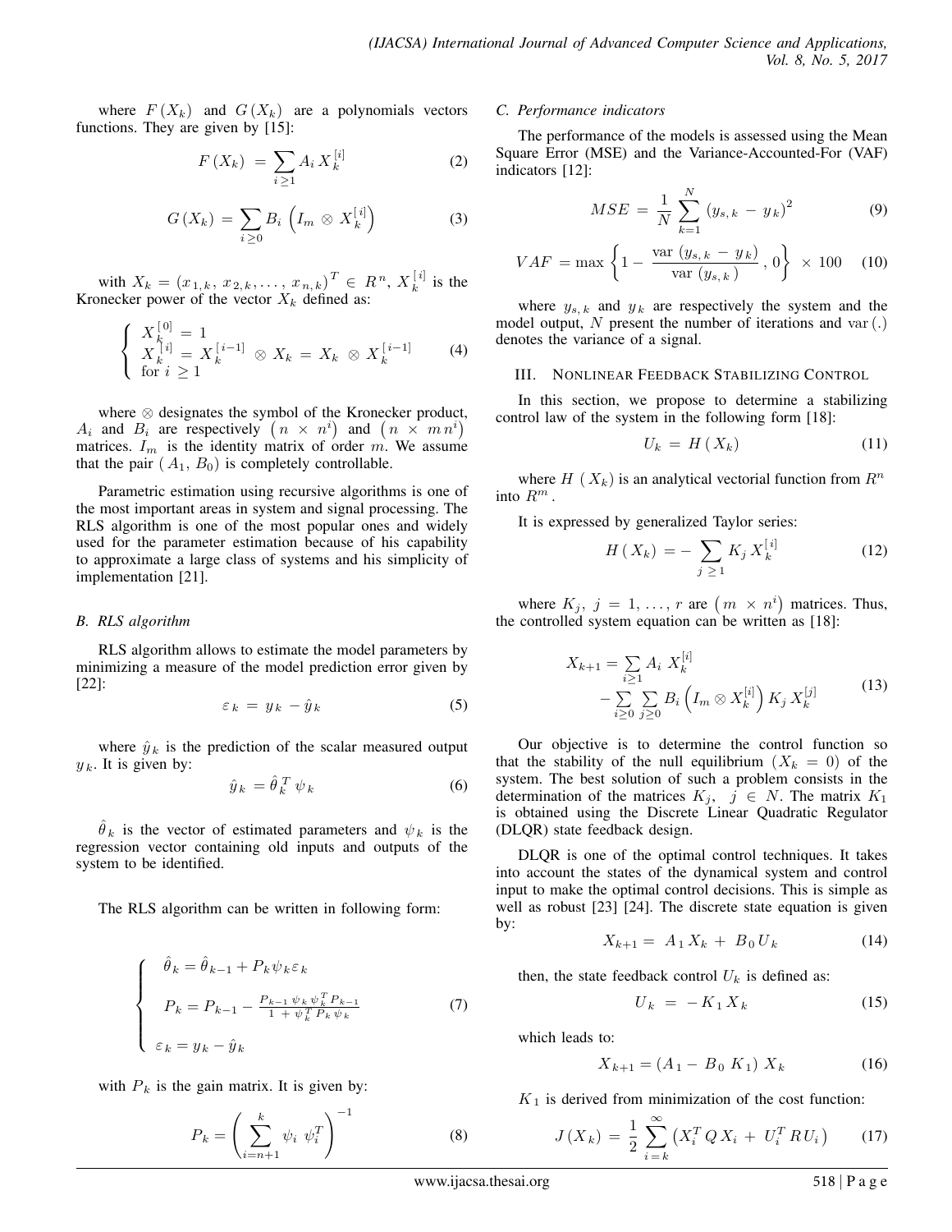where $F(X_k)$ and $G(X_k)$ are a polynomials vectors functions. They are given by [15]:

$$F(X_k) = \sum_{i \geq 1} A_i X_k^{[i]} \tag{2}$$

$$G(X_k) = \sum_{i \geq 0} B_i \left( I_m \otimes X_k^{[i]} \right) \tag{3}$$

with $X_k = (x_{1,k}, x_{2,k}, \ldots, x_{n,k})^T \in R^n$, $X_k^{[i]}$ is the Kronecker power of the vector $X_k$ defined as:

$$\begin{cases} X_k^{[0]} = 1 \\ X_k^{[i]} = X_k^{[i-1]} \otimes X_k = X_k \otimes X_k^{[i-1]} \\ \text{for } i \geq 1 \end{cases} \tag{4}$$

where $\otimes$ designates the symbol of the Kronecker product, $A_i$ and $B_i$ are respectively $\left(n \times n^i\right)$ and $\left(n \times m n^i\right)$ matrices. $I_m$ is the identity matrix of order $m$. We assume that the pair $(A_1, B_0)$ is completely controllable.

Parametric estimation using recursive algorithms is one of the most important areas in system and signal processing. The RLS algorithm is one of the most popular ones and widely used for the parameter estimation because of his capability to approximate a large class of systems and his simplicity of implementation [21].

### B. RLS algorithm

RLS algorithm allows to estimate the model parameters by minimizing a measure of the model prediction error given by [22]:

$$\varepsilon_k = y_k - \hat{y}_k \tag{5}$$

where $\hat{y}_k$ is the prediction of the scalar measured output $y_k$. It is given by:

$$\hat{y}_k = \hat{\theta}_k^T \psi_k \tag{6}$$

$\hat{\theta}_k$ is the vector of estimated parameters and $\psi_k$ is the regression vector containing old inputs and outputs of the system to be identified.

The RLS algorithm can be written in following form:

$$\begin{cases} \hat{\theta}_k = \hat{\theta}_{k-1} + P_k \psi_k \varepsilon_k \\ P_k = P_{k-1} - \frac{P_{k-1} \psi_k \psi_k^T P_{k-1}}{1 + \psi_k^T P_k \psi_k} \\ \varepsilon_k = y_k - \hat{y}_k \end{cases} \tag{7}$$

with $P_k$ is the gain matrix. It is given by:

$$P_k = \left( \sum_{i=n+1}^{k} \psi_i \psi_i^T \right)^{-1} \tag{8}$$

### C. Performance indicators

The performance of the models is assessed using the Mean Square Error (MSE) and the Variance-Accounted-For (VAF) indicators [12]:

$$MSE = \frac{1}{N} \sum_{k=1}^{N} \left( y_{s,k} - y_k \right)^2 \tag{9}$$

$$VAF = \max \left\{ 1 - \frac{\text{var}\left( y_{s,k} - y_k \right)}{\text{var}\left( y_{s,k} \right)}, 0 \right\} \times 100 \tag{10}$$

where $y_{s,k}$ and $y_k$ are respectively the system and the model output, $N$ present the number of iterations and $\text{var}(.)$ denotes the variance of a signal.

## III. Nonlinear Feedback Stabilizing Control

In this section, we propose to determine a stabilizing control law of the system in the following form [18]:

$$U_k = H(X_k) \tag{11}$$

where $H(X_k)$ is an analytical vectorial function from $R^n$ into $R^m$.

It is expressed by generalized Taylor series:

$$H(X_k) = - \sum_{j \geq 1} K_j X_k^{[i]} \tag{12}$$

where $K_j$, $j = 1, \ldots, r$ are $\left(m \times n^i\right)$ matrices. Thus, the controlled system equation can be written as [18]:

$$\begin{aligned} X_{k+1} &= \sum_{i \geq 1} A_i X_k^{[i]} \\ &- \sum_{i \geq 0} \sum_{j \geq 0} B_i \left( I_m \otimes X_k^{[i]} \right) K_j X_k^{[j]} \end{aligned} \tag{13}$$

Our objective is to determine the control function so that the stability of the null equilibrium $(X_k = 0)$ of the system. The best solution of such a problem consists in the determination of the matrices $K_j$, $j \in N$. The matrix $K_1$ is obtained using the Discrete Linear Quadratic Regulator (DLQR) state feedback design.

DLQR is one of the optimal control techniques. It takes into account the states of the dynamical system and control input to make the optimal control decisions. This is simple as well as robust [23] [24]. The discrete state equation is given by:

$$X_{k+1} = A_1 X_k + B_0 U_k \tag{14}$$

then, the state feedback control $U_k$ is defined as:

$$U_k = -K_1 X_k \tag{15}$$

which leads to:

$$X_{k+1} = (A_1 - B_0 K_1) X_k \tag{16}$$

$K_1$ is derived from minimization of the cost function:

$$J(X_k) = \frac{1}{2} \sum_{i=k}^{\infty} \left( X_i^T Q X_i + U_i^T R U_i \right) \tag{17}$$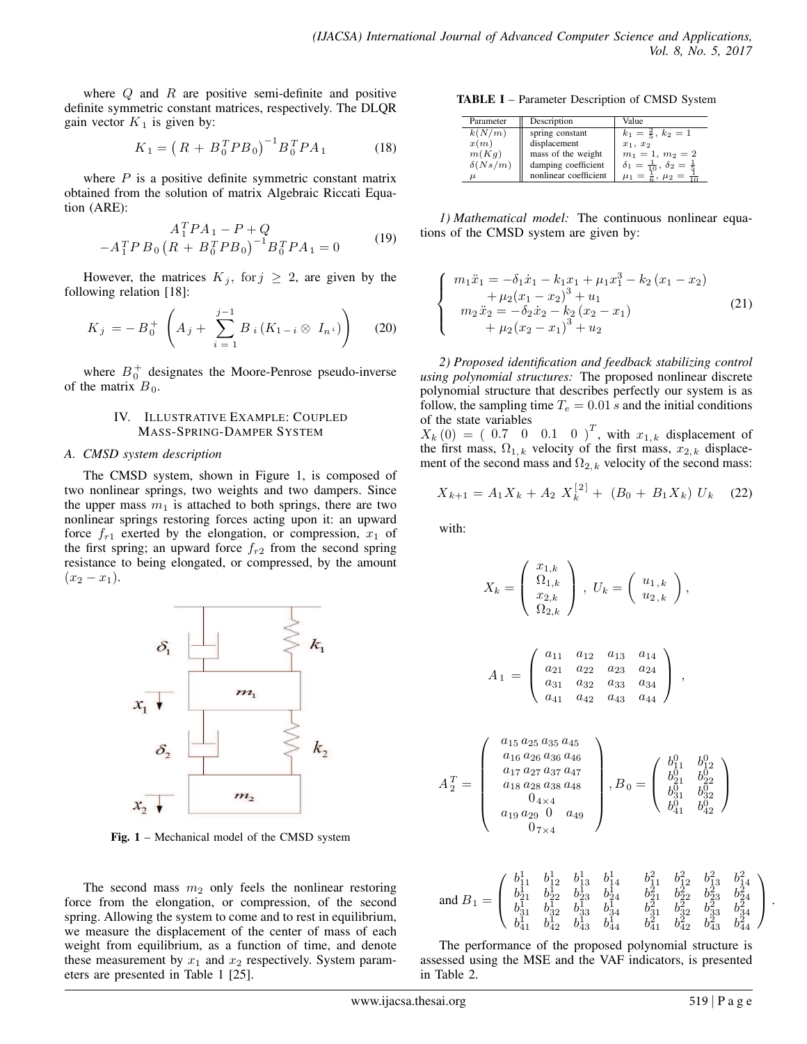where $Q$ and $R$ are positive semi-definite and positive definite symmetric constant matrices, respectively. The DLQR gain vector $K_1$ is given by:

$$K_1 = \left( R + B_0^T P B_0 \right)^{-1} B_0^T P A_1 \tag{18}$$

where $P$ is a positive definite symmetric constant matrix obtained from the solution of matrix Algebraic Riccati Equation (ARE):

$$\begin{array}{c} A_1^T P A_1 - P + Q \\ -A_1^T P B_0 \left( R + B_0^T P B_0 \right)^{-1} B_0^T P A_1 = 0 \end{array} \tag{19}$$

However, the matrices $K_j$, for $j \geq 2$, are given by the following relation [18]:

$$K_j = -B_0^+ \left( A_j + \sum_{i=1}^{j-1} B_i \left( K_{1-i} \otimes I_{n^i} \right) \right) \tag{20}$$

where $B_0^+$ designates the Moore-Penrose pseudo-inverse of the matrix $B_0$.

## IV. Illustrative Example: Coupled Mass-Spring-Damper System

### A. CMSD system description

The CMSD system, shown in Figure 1, is composed of two nonlinear springs, two weights and two dampers. Since the upper mass $m_1$ is attached to both springs, there are two nonlinear springs restoring forces acting upon it: an upward force $f_{r1}$ exerted by the elongation, or compression, $x_1$ of the first spring; an upward force $f_{r2}$ from the second spring resistance to being elongated, or compressed, by the amount $(x_2 - x_1)$.

**Fig. 1** – Mechanical model of the CMSD system

The second mass $m_2$ only feels the nonlinear restoring force from the elongation, or compression, of the second spring. Allowing the system to come and to rest in equilibrium, we measure the displacement of the center of mass of each weight from equilibrium, as a function of time, and denote these measurement by $x_1$ and $x_2$ respectively. System parameters are presented in Table 1 [25].

**TABLE I** – Parameter Description of CMSD System

| Parameter | Description | Value |
|---|---|---|
| $k(N/m)$ | spring constant | $k_1 = \frac{2}{5}$, $k_2 = 1$ |
| $x(m)$ | displacement | $x_1$, $x_2$ |
| $m(Kg)$ | mass of the weight | $m_1 = 1$, $m_2 = 2$ |
| $\delta(Ns/m)$ | damping coefficient | $\delta_1 = \frac{1}{10}$, $\delta_2 = \frac{1}{4}$ |
| $\mu$ | nonlinear coefficient | $\mu_1 = \frac{1}{6}$, $\mu_2 = \frac{1}{10}$ |

*1) Mathematical model:* The continuous nonlinear equations of the CMSD system are given by:

$$\begin{cases} m_1 \ddot{x}_1 = -\delta_1 \dot{x}_1 - k_1 x_1 + \mu_1 x_1^3 - k_2 \left( x_1 - x_2 \right) \\ \qquad + \mu_2 (x_1 - x_2)^3 + u_1 \\ m_2 \ddot{x}_2 = -\delta_2 \dot{x}_2 - k_2 \left( x_2 - x_1 \right) \\ \qquad + \mu_2 (x_2 - x_1)^3 + u_2 \end{cases} \tag{21}$$

*2) Proposed identification and feedback stabilizing control using polynomial structures:* The proposed nonlinear discrete polynomial structure that describes perfectly our system is as follow, the sampling time $T_e = 0.01\ s$ and the initial conditions of the state variables $X_k(0) = \begin{pmatrix} 0.7 & 0 & 0.1 & 0 \end{pmatrix}^T$, with $x_{1,k}$ displacement of the first mass, $\Omega_{1,k}$ velocity of the first mass, $x_{2,k}$ displacement of the second mass and $\Omega_{2,k}$ velocity of the second mass:

$$X_{k+1} = A_1 X_k + A_2 \ X_k^{[2]} + \left( B_0 + B_1 X_k \right) U_k \tag{22}$$

with:

$$X_k = \begin{pmatrix} x_{1,k} \\ \Omega_{1,k} \\ x_{2,k} \\ \Omega_{2,k} \end{pmatrix}, \ U_k = \begin{pmatrix} u_{1,k} \\ u_{2,k} \end{pmatrix},$$

$$A_1 = \begin{pmatrix} a_{11} & a_{12} & a_{13} & a_{14} \\ a_{21} & a_{22} & a_{23} & a_{24} \\ a_{31} & a_{32} & a_{33} & a_{34} \\ a_{41} & a_{42} & a_{43} & a_{44} \end{pmatrix},$$

$$A_2^T = \begin{pmatrix} a_{15} \, a_{25} \, a_{35} \, a_{45} \\ a_{16} \, a_{26} \, a_{36} \, a_{46} \\ a_{17} \, a_{27} \, a_{37} \, a_{47} \\ a_{18} \, a_{28} \, a_{38} \, a_{48} \\ 0_{4\times4} \\ a_{19} \, a_{29} \ \ 0 \ \ \ a_{49} \\ 0_{7\times4} \end{pmatrix}, B_0 = \begin{pmatrix} b_{11}^0 & b_{12}^0 \\ b_{21}^0 & b_{22}^0 \\ b_{31}^0 & b_{32}^0 \\ b_{41}^0 & b_{42}^0 \end{pmatrix}$$

$$\text{and } B_1 = \begin{pmatrix} b_{11}^1 & b_{12}^1 & b_{13}^1 & b_{14}^1 & b_{11}^2 & b_{12}^2 & b_{13}^2 & b_{14}^2 \\ b_{21}^1 & b_{22}^1 & b_{23}^1 & b_{24}^1 & b_{21}^2 & b_{22}^2 & b_{23}^2 & b_{24}^2 \\ b_{31}^1 & b_{32}^1 & b_{33}^1 & b_{34}^1 & b_{31}^2 & b_{32}^2 & b_{33}^2 & b_{34}^2 \\ b_{41}^1 & b_{42}^1 & b_{43}^1 & b_{44}^1 & b_{41}^2 & b_{42}^2 & b_{43}^2 & b_{44}^2 \end{pmatrix}.$$

The performance of the proposed polynomial structure is assessed using the MSE and the VAF indicators, is presented in Table 2.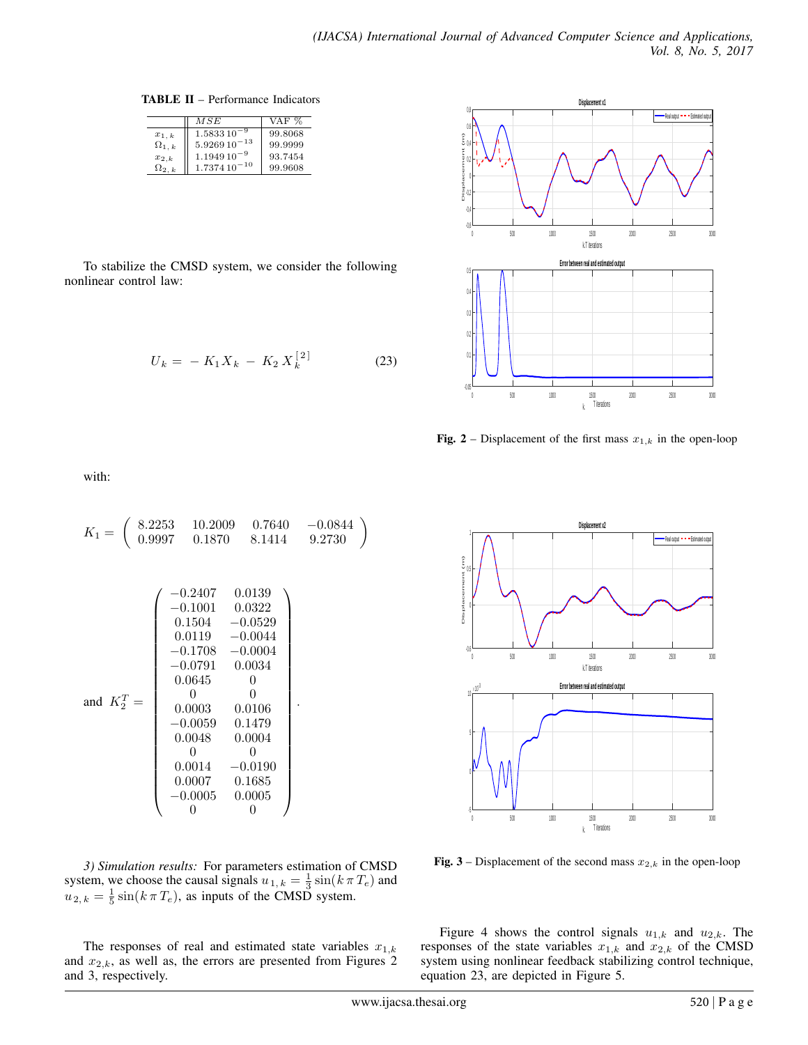**TABLE II** – Performance Indicators

| | $MSE$ | VAF % |
|---|---|---|
| $x_{1,k}$ | $1.5833\,10^{-9}$ | 99.8068 |
| $\Omega_{1,k}$ | $5.9269\,10^{-13}$ | 99.9999 |
| $x_{2,k}$ | $1.1949\,10^{-9}$ | 93.7454 |
| $\Omega_{2,k}$ | $1.7374\,10^{-10}$ | 99.9608 |

To stabilize the CMSD system, we consider the following nonlinear control law:

$$U_k = -K_1 X_k - K_2 X_k^{[2]} \tag{23}$$

with:

$$K_1 = \begin{pmatrix} 8.2253 & 10.2009 & 0.7640 & -0.0844 \\ 0.9997 & 0.1870 & 8.1414 & 9.2730 \end{pmatrix}$$

and $K_2^T = \begin{pmatrix} -0.2407 & 0.0139 \\ -0.1001 & 0.0322 \\ 0.1504 & -0.0529 \\ 0.0119 & -0.0044 \\ -0.1708 & -0.0004 \\ -0.0791 & 0.0034 \\ 0.0645 & 0 \\ 0 & 0 \\ 0.0003 & 0.0106 \\ -0.0059 & 0.1479 \\ 0.0048 & 0.0004 \\ 0 & 0 \\ 0.0014 & -0.0190 \\ 0.0007 & 0.1685 \\ -0.0005 & 0.0005 \\ 0 & 0 \end{pmatrix}$.

*3) Simulation results:* For parameters estimation of CMSD system, we choose the causal signals $u_{1,k} = \frac{1}{3}\sin(k\,\pi\,T_e)$ and $u_{2,k} = \frac{1}{5}\sin(k\,\pi\,T_e)$, as inputs of the CMSD system.

The responses of real and estimated state variables $x_{1,k}$ and $x_{2,k}$, as well as, the errors are presented from Figures 2 and 3, respectively.

**Fig. 2** – Displacement of the first mass $x_{1,k}$ in the open-loop

**Fig. 3** – Displacement of the second mass $x_{2,k}$ in the open-loop

Figure 4 shows the control signals $u_{1,k}$ and $u_{2,k}$. The responses of the state variables $x_{1,k}$ and $x_{2,k}$ of the CMSD system using nonlinear feedback stabilizing control technique, equation 23, are depicted in Figure 5.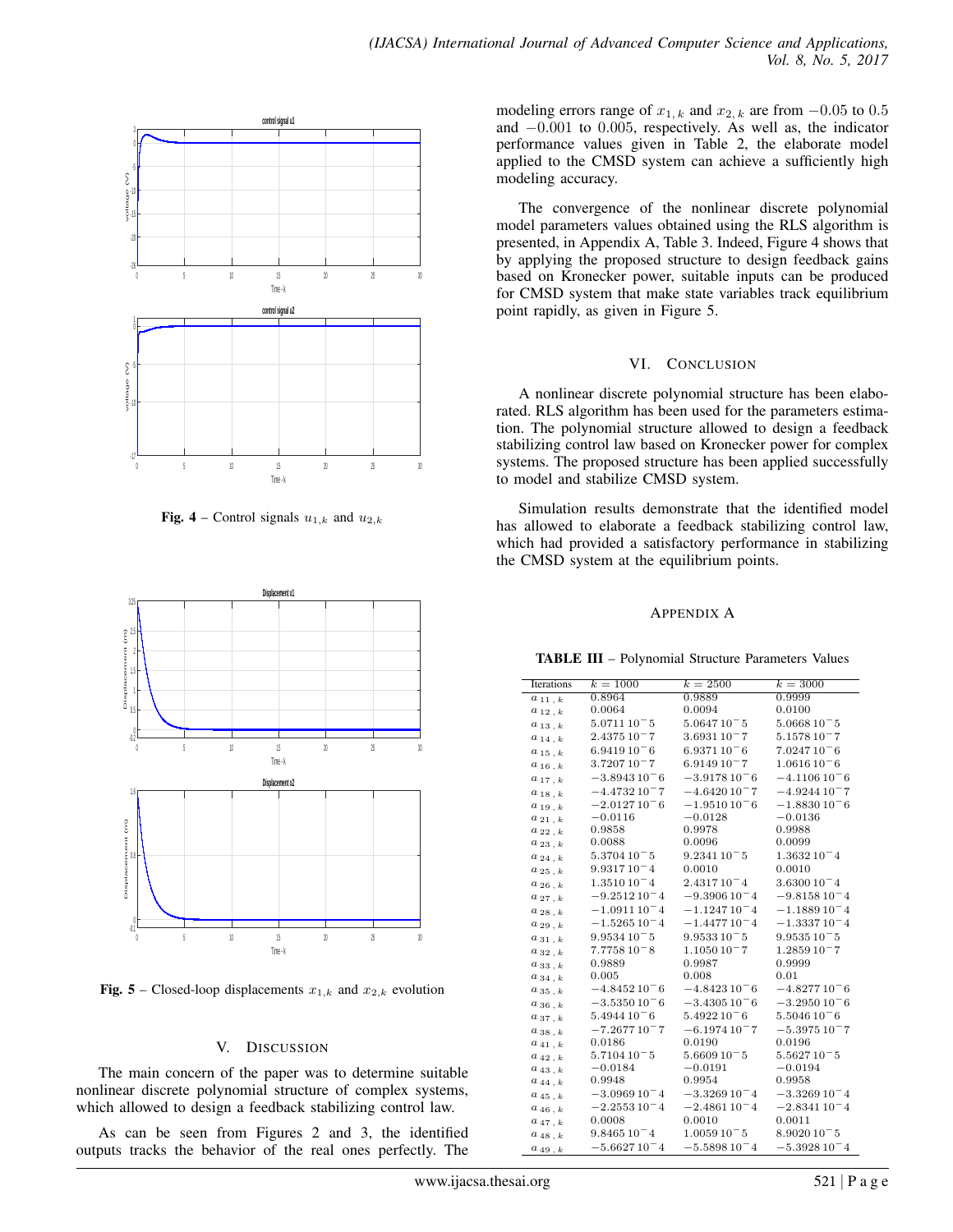Fig. 4 – Control signals $u_{1,k}$ and $u_{2,k}$

Fig. 5 – Closed-loop displacements $x_{1,k}$ and $x_{2,k}$ evolution

## V. Discussion

The main concern of the paper was to determine suitable nonlinear discrete polynomial structure of complex systems, which allowed to design a feedback stabilizing control law.

As can be seen from Figures 2 and 3, the identified outputs tracks the behavior of the real ones perfectly. The modeling errors range of $x_{1,k}$ and $x_{2,k}$ are from $-0.05$ to $0.5$ and $-0.001$ to $0.005$, respectively. As well as, the indicator performance values given in Table 2, the elaborate model applied to the CMSD system can achieve a sufficiently high modeling accuracy.

The convergence of the nonlinear discrete polynomial model parameters values obtained using the RLS algorithm is presented, in Appendix A, Table 3. Indeed, Figure 4 shows that by applying the proposed structure to design feedback gains based on Kronecker power, suitable inputs can be produced for CMSD system that make state variables track equilibrium point rapidly, as given in Figure 5.

## VI. Conclusion

A nonlinear discrete polynomial structure has been elaborated. RLS algorithm has been used for the parameters estimation. The polynomial structure allowed to design a feedback stabilizing control law based on Kronecker power for complex systems. The proposed structure has been applied successfully to model and stabilize CMSD system.

Simulation results demonstrate that the identified model has allowed to elaborate a feedback stabilizing control law, which had provided a satisfactory performance in stabilizing the CMSD system at the equilibrium points.

## Appendix A

**TABLE III** – Polynomial Structure Parameters Values

| Iterations | $k = 1000$ | $k = 2500$ | $k = 3000$ |
|---|---|---|---|
| $a_{11,k}$ | 0.8964 | 0.9889 | 0.9999 |
| $a_{12,k}$ | 0.0064 | 0.0094 | 0.0100 |
| $a_{13,k}$ | $5.0711\,10^{-5}$ | $5.0647\,10^{-5}$ | $5.0668\,10^{-5}$ |
| $a_{14,k}$ | $2.4375\,10^{-7}$ | $3.6931\,10^{-7}$ | $5.1578\,10^{-7}$ |
| $a_{15,k}$ | $6.9419\,10^{-6}$ | $6.9371\,10^{-6}$ | $7.0247\,10^{-6}$ |
| $a_{16,k}$ | $3.7207\,10^{-7}$ | $6.9149\,10^{-7}$ | $1.0616\,10^{-6}$ |
| $a_{17,k}$ | $-3.8943\,10^{-6}$ | $-3.9178\,10^{-6}$ | $-4.1106\,10^{-6}$ |
| $a_{18,k}$ | $-4.4732\,10^{-7}$ | $-4.6420\,10^{-7}$ | $-4.9244\,10^{-7}$ |
| $a_{19,k}$ | $-2.0127\,10^{-6}$ | $-1.9510\,10^{-6}$ | $-1.8830\,10^{-6}$ |
| $a_{21,k}$ | $-0.0116$ | $-0.0128$ | $-0.0136$ |
| $a_{22,k}$ | 0.9858 | 0.9978 | 0.9988 |
| $a_{23,k}$ | 0.0088 | 0.0096 | 0.0099 |
| $a_{24,k}$ | $5.3704\,10^{-5}$ | $9.2341\,10^{-5}$ | $1.3632\,10^{-4}$ |
| $a_{25,k}$ | $9.9317\,10^{-4}$ | 0.0010 | 0.0010 |
| $a_{26,k}$ | $1.3510\,10^{-4}$ | $2.4317\,10^{-4}$ | $3.6300\,10^{-4}$ |
| $a_{27,k}$ | $-9.2512\,10^{-4}$ | $-9.3906\,10^{-4}$ | $-9.8158\,10^{-4}$ |
| $a_{28,k}$ | $-1.0911\,10^{-4}$ | $-1.1247\,10^{-4}$ | $-1.1889\,10^{-4}$ |
| $a_{29,k}$ | $-1.5265\,10^{-4}$ | $-1.4477\,10^{-4}$ | $-1.3337\,10^{-4}$ |
| $a_{31,k}$ | $9.9534\,10^{-5}$ | $9.9533\,10^{-5}$ | $9.9535\,10^{-5}$ |
| $a_{32,k}$ | $7.7758\,10^{-8}$ | $1.1050\,10^{-7}$ | $1.2859\,10^{-7}$ |
| $a_{33,k}$ | 0.9889 | 0.9987 | 0.9999 |
| $a_{34,k}$ | 0.005 | 0.008 | 0.01 |
| $a_{35,k}$ | $-4.8452\,10^{-6}$ | $-4.8423\,10^{-6}$ | $-4.8277\,10^{-6}$ |
| $a_{36,k}$ | $-3.5350\,10^{-6}$ | $-3.4305\,10^{-6}$ | $-3.2950\,10^{-6}$ |
| $a_{37,k}$ | $5.4944\,10^{-6}$ | $5.4922\,10^{-6}$ | $5.5046\,10^{-6}$ |
| $a_{38,k}$ | $-7.2677\,10^{-7}$ | $-6.1974\,10^{-7}$ | $-5.3975\,10^{-7}$ |
| $a_{41,k}$ | 0.0186 | 0.0190 | 0.0196 |
| $a_{42,k}$ | $5.7104\,10^{-5}$ | $5.6609\,10^{-5}$ | $5.5627\,10^{-5}$ |
| $a_{43,k}$ | $-0.0184$ | $-0.0191$ | $-0.0194$ |
| $a_{44,k}$ | 0.9948 | 0.9954 | 0.9958 |
| $a_{45,k}$ | $-3.0969\,10^{-4}$ | $-3.3269\,10^{-4}$ | $-3.3269\,10^{-4}$ |
| $a_{46,k}$ | $-2.2553\,10^{-4}$ | $-2.4861\,10^{-4}$ | $-2.8341\,10^{-4}$ |
| $a_{47,k}$ | 0.0008 | 0.0010 | 0.0011 |
| $a_{48,k}$ | $9.8465\,10^{-4}$ | $1.0059\,10^{-5}$ | $8.9020\,10^{-5}$ |
| $a_{49,k}$ | $-5.6627\,10^{-4}$ | $-5.5898\,10^{-4}$ | $-5.3928\,10^{-4}$ |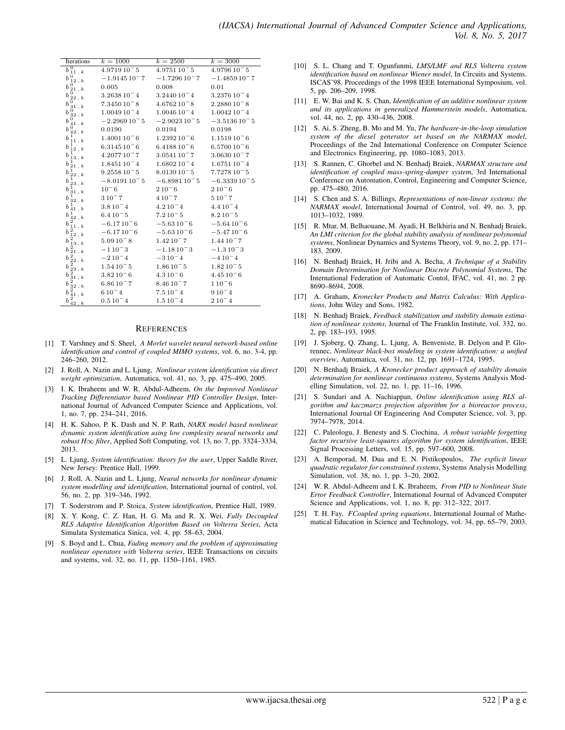| Iterations | $k = 1000$ | $k = 2500$ | $k = 3000$ |
|---|---|---|---|
| $b^0_{11,k}$ | $4.9719\,10^-5$ | $4.9751\,10^-5$ | $4.9796\,10^-5$ |
| $b^0_{12,k}$ | $-1.9145\,10^-7$ | $-1.7296\,10^-7$ | $-1.4859\,10^-7$ |
| $b^0_{21,k}$ | $0.005$ | $0.008$ | $0.01$ |
| $b^0_{22,k}$ | $3.2638\,10^-4$ | $3.2440\,10^-4$ | $3.2376\,10^-4$ |
| $b^0_{31,k}$ | $7.3450\,10^-8$ | $4.6762\,10^-8$ | $2.2880\,10^-8$ |
| $b^0_{32,k}$ | $1.0049\,10^-4$ | $1.0046\,10^-4$ | $1.0042\,10^-4$ |
| $b^0_{41,k}$ | $-2.2969\,10^-5$ | $-2.9023\,10^-5$ | $-3.5136\,10^-5$ |
| $b^0_{42,k}$ | $0.0190$ | $0.0194$ | $0.0198$ |
| $b^1_{11,k}$ | $1.4001\,10^-6$ | $1.2392\,10^-6$ | $1.1519\,10^-6$ |
| $b^1_{12,k}$ | $6.3145\,10^-6$ | $6.4188\,10^-6$ | $6.5700\,10^-6$ |
| $b^1_{13,k}$ | $4.2077\,10^-7$ | $3.0541\,10^-7$ | $3.0630\,10^-7$ |
| $b^1_{21,k}$ | $1.8451\,10^-4$ | $1.6802\,10^-4$ | $1.6751\,10^-4$ |
| $b^1_{22,k}$ | $9.2558\,10^-5$ | $8.0139\,10^-5$ | $7.7278\,10^-5$ |
| $b^1_{23,k}$ | $-8.0191\,10^-5$ | $-6.8981\,10^-5$ | $-6.3339\,10^-5$ |
| $b^1_{31,k}$ | $10^-6$ | $2\,10^-6$ | $2\,10^-6$ |
| $b^1_{32,k}$ | $3\,10^-7$ | $4\,10^-7$ | $5\,10^-7$ |
| $b^1_{41,k}$ | $3.8\,10^-4$ | $4.2\,10^-4$ | $4.4\,10^-4$ |
| $b^1_{42,k}$ | $6.4\,10^-5$ | $7.2\,10^-5$ | $8.2\,10^-5$ |
| $b^2_{11,k}$ | $-6.17\,10^-6$ | $-5.63\,10^-6$ | $-5.64\,10^-6$ |
| $b^2_{12,k}$ | $-6.17\,10^-6$ | $-5.63\,10^-6$ | $-5.47\,10^-6$ |
| $b^2_{13,k}$ | $5.09\,10^-8$ | $1.42\,10^-7$ | $1.44\,10^-7$ |
| $b^2_{21,k}$ | $-1\,10^-3$ | $-1.18\,10^-3$ | $-1.3\,10^-3$ |
| $b^2_{22,k}$ | $-2\,10^-4$ | $-3\,10^-4$ | $-4\,10^-4$ |
| $b^2_{23,k}$ | $1.54\,10^-5$ | $1.86\,10^-5$ | $1.82\,10^-5$ |
| $b^2_{31,k}$ | $3.82\,10^-6$ | $4.3\,10^-6$ | $4.45\,10^-6$ |
| $b^2_{32,k}$ | $6.86\,10^-7$ | $8.46\,10^-7$ | $1\,10^-6$ |
| $b^2_{41,k}$ | $6\,10^-4$ | $7.5\,10^-4$ | $9\,10^-4$ |
| $b^2_{42,k}$ | $0.5\,10^-4$ | $1.5\,10^-4$ | $2\,10^-4$ |

## REFERENCES

[1] T. Varshney and S. Sheel, *A Morlet wavelet neural network-based online identification and control of coupled MIMO systems*, vol. 6, no. 3-4, pp. 246–260, 2012.

[2] J. Roll, A. Nazin and L. Ljung, *Nonlinear system identification via direct weight optimization*, Automatica, vol. 41, no. 3, pp. 475–490, 2005.

[3] I. K. Ibraheem and W. R. Abdul-Adheem, *On the Improved Nonlinear Tracking Differentiator based Nonlinear PID Controller Design*, International Journal of Advanced Computer Science and Applications, vol. 1, no. 7, pp. 234–241, 2016.

[4] H. K. Sahoo, P. K. Dash and N. P. Rath, *NARX model based nonlinear dynamic system identification using low complexity neural networks and robust H∞ filter*, Applied Soft Computing, vol. 13, no. 7, pp. 3324–3334, 2013.

[5] L. Ljung, *System identification: theory for the user*, Upper Saddle River, New Jersey: Prentice Hall, 1999.

[6] J. Roll, A. Nazin and L. Ljung, *Neural networks for nonlinear dynamic system modelling and identification*, International journal of control, vol. 56, no. 2, pp. 319–346, 1992.

[7] T. Soderstrom and P. Stoica, *System identification*, Prentice Hall, 1989.

[8] X. Y. Kong, C. Z. Han, H. G. Ma and R. X. Wei, *Fully Decoupled RLS Adaptive Identification Algorithm Based on Volterra Series*, Acta Simulata Systematica Sinica, vol. 4, pp. 58–63, 2004.

[9] S. Boyd and L. Chua, *Fading memory and the problem of approximating nonlinear operators with Volterra series*, IEEE Transactions on circuits and systems, vol. 32, no. 11, pp. 1150–1161, 1985.

[10] S. L. Chang and T. Ogunfunmi, *LMS/LMF and RLS Volterra system identification based on nonlinear Wiener model*, In Circuits and Systems. ISCAS'98. Proceedings of the 1998 IEEE International Symposium, vol. 5, pp. 206–209, 1998.

[11] E. W. Bai and K. S. Chan, *Identification of an additive nonlinear system and its applications in generalized Hammerstein models*, Automatica, vol. 44, no. 2, pp. 430–436, 2008.

[12] S. Ai, S. Zheng, B. Mo and M. Yu, *The hardware-in-the-loop simulation system of the diesel generator set based on the NARMAX model*, Proceedings of the 2nd International Conference on Computer Science and Electronics Engineering, pp. 1080–1083, 2013.

[13] S. Rannen, C. Ghorbel and N. Benhadj Braiek, *NARMAX structure and identification of coupled mass-spring-damper system*, 3rd International Conference on Automation, Control, Engineering and Computer Science, pp. 475–480, 2016.

[14] S. Chen and S. A. Billings, *Representations of non-linear systems: the NARMAX model*, International Journal of Control, vol. 49, no. 3, pp. 1013–1032, 1989.

[15] R. Mtar, M. Belhaouane, M. Ayadi, H. Belkhiria and N. Benhadj Braiek, *An LMI criterion for the global stability analysis of nonlinear polynomial systems*, Nonlinear Dynamics and Systems Theory, vol. 9, no. 2, pp. 171–183, 2009.

[16] N. Benhadj Braiek, H. Jribi and A. Becha, *A Technique of a Stability Domain Determination for Nonlinear Discrete Polynomial Systems*, The International Federation of Automatic Contol, IFAC, vol. 41, no. 2 pp. 8690–8694, 2008.

[17] A. Graham, *Kronecker Products and Matrix Calculus: With Applications*, John Wiley and Sons, 1982.

[18] N. Benhadj Braiek, *Feedback stabilization and stability domain estimation of nonlinear systems*, Journal of The Franklin Institute, vol. 332, no. 2, pp. 183–193, 1995.

[19] J. Sjoberg, Q. Zhang, L. Ljung, A. Benveniste, B. Delyon and P. Glorennec, *Nonlinear black-box modeling in system identification: a unified overview*, Automatica, vol. 31, no. 12, pp. 1691–1724, 1995.

[20] N. Benhadj Braiek, *A Kronecker product approach of stability domain determination for nonlinear continuous systems*, Systems Analysis Modelling Simulation, vol. 22, no. 1, pp. 11–16, 1996.

[21] S. Sundari and A. Nachiappan, *Online identification using RLS algorithm and kaczmarzs projection algorithm for a bioreactor process*, International Journal Of Engineering And Computer Science, vol. 3, pp. 7974–7978, 2014.

[22] C. Paleologu, J. Benesty and S. Ciochina, *A robust variable forgetting factor recursive least-squares algorithm for system identification*, IEEE Signal Processing Letters, vol. 15, pp. 597–600, 2008.

[23] A. Bemporad, M. Dua and E. N. Pistikopoulos, *The explicit linear quadratic regulator for constrained systems*, Systems Analysis Modelling Simulation, vol. 38, no. 1, pp. 3–20, 2002.

[24] W. R. Abdul-Adheem and I. K. Ibraheem, *From PID to Nonlinear State Error Feedback Controller*, International Journal of Advanced Computer Science and Applications, vol. 1, no. 8, pp. 312–322, 2017.

[25] T. H. Fay, *FCoupled spring equations*, International Journal of Mathematical Education in Science and Technology, vol. 34, pp. 65–79, 2003.